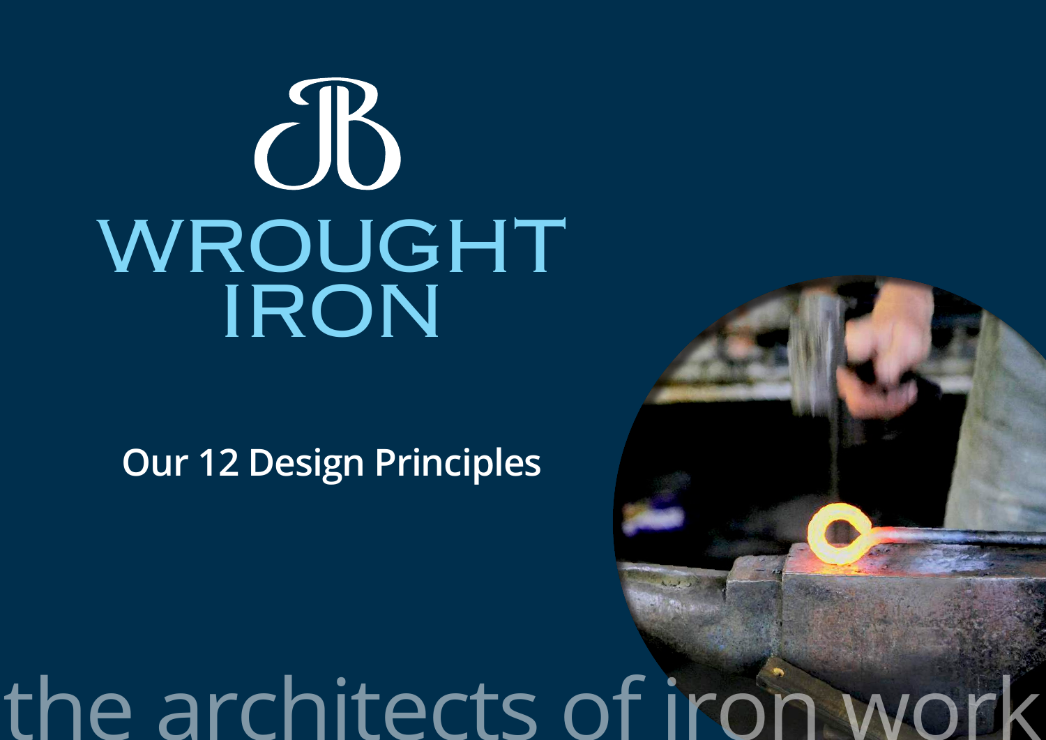# JB WROUGHT IRON

## Our 12 Design Principles

the architects of iron work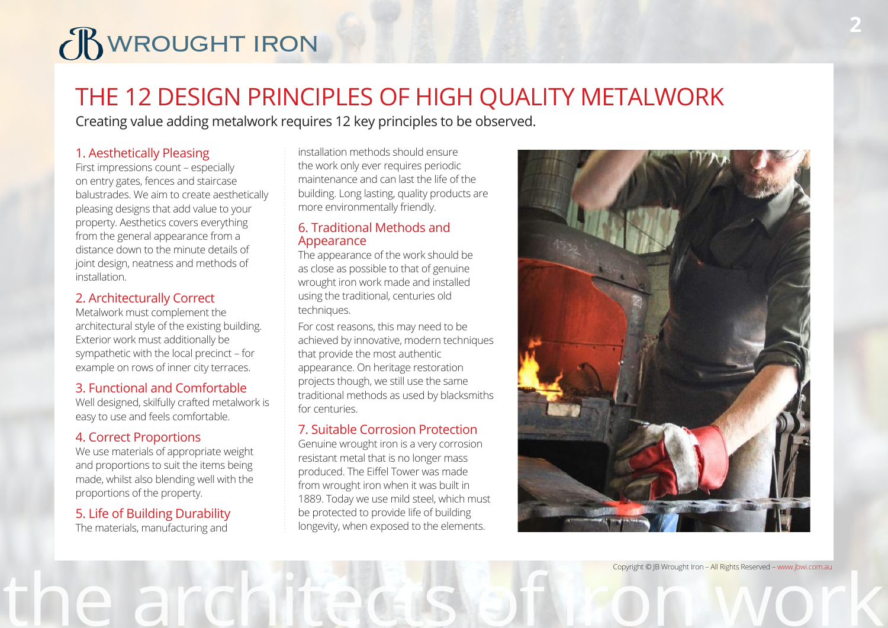# THE 12 DESIGN PRINCIPLES OF HIGH QUALITY METALWORK

Creating value adding metalwork requires 12 key principles to be observed.

## 1. Aesthetically Pleasing

First impressions count – especially on entry gates, fences and staircase balustrades. We aim to create aesthetically pleasing designs that add value to your property. Aesthetics covers everything from the general appearance from a distance down to the minute details of joint design, neatness and methods of installation.

## 2. Architecturally Correct

Metalwork must complement the architectural style of the existing building. Exterior work must additionally be sympathetic with the local precinct – for example on rows of inner city terraces.

## 3. Functional and Comfortable

Well designed, skilfully crafted metalwork is easy to use and feels comfortable.

## 4. Correct Proportions

We use materials of appropriate weight and proportions to suit the items being made, whilst also blending well with the proportions of the property.

## 5. Life of Building Durability

The materials, manufacturing and installation methods should ensure the work only ever requires periodic maintenance and can last the life of the building. Long lasting, quality products are more environmentally friendly.

## 6. Traditional Methods and Appearance

The appearance of the work should be as close as possible to that of genuine wrought iron work made and installed using the traditional, centuries old techniques.

For cost reasons, this may need to be achieved by innovative, modern techniques that provide the most authentic appearance. On heritage restoration projects though, we still use the same traditional methods as used by blacksmiths for centuries.

## 7. Suitable Corrosion Protection

Genuine wrought iron is a very corrosion resistant metal that is no longer mass produced. The Eiffel Tower was made from wrought iron when it was built in 1889. Today we use mild steel, which must be protected to provide life of building longevity, when exposed to the elements.

Copyright © JB Wrought Iron – All Rights Reserved – www.jbwi.com.au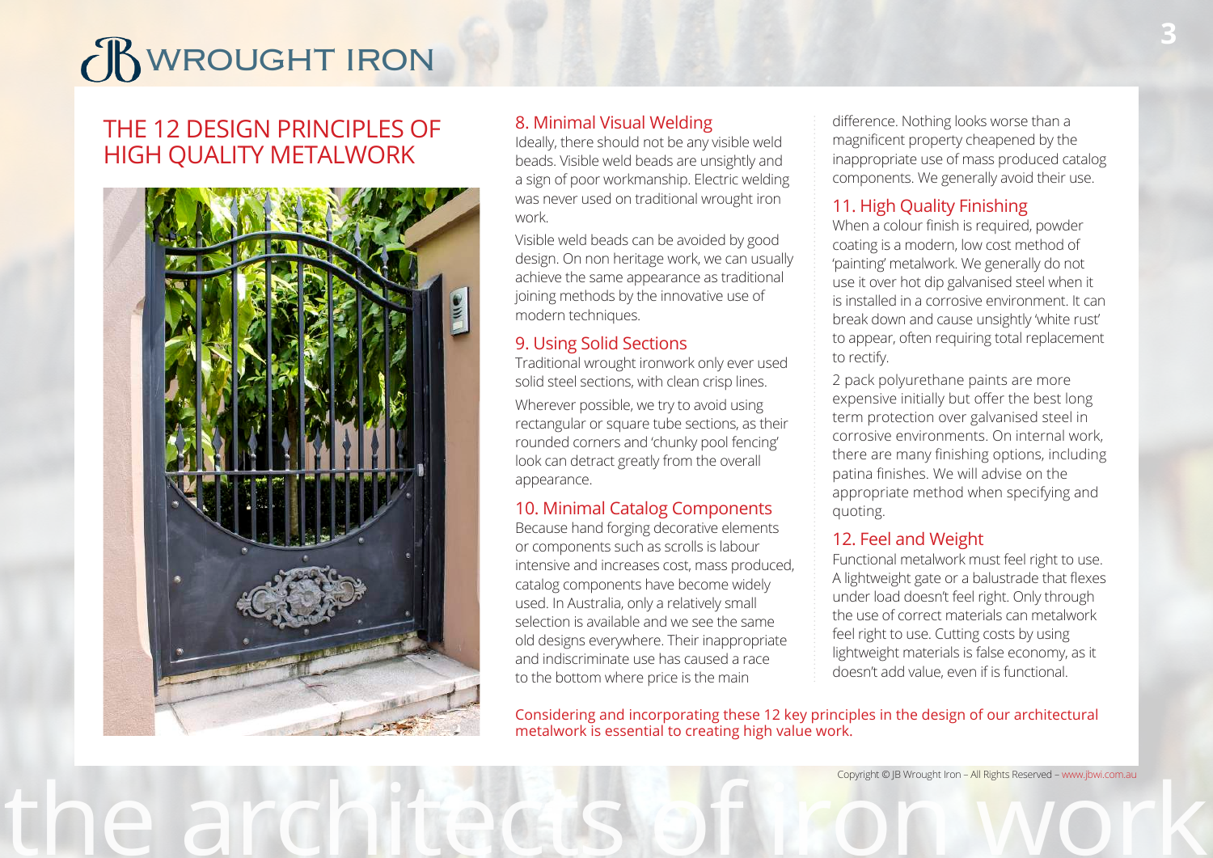# THE 12 DESIGN PRINCIPLES OF HIGH QUALITY METALWORK

## 8. Minimal Visual Welding

Ideally, there should not be any visible weld beads. Visible weld beads are unsightly and a sign of poor workmanship. Electric welding was never used on traditional wrought iron work.

Visible weld beads can be avoided by good design. On non heritage work, we can usually achieve the same appearance as traditional joining methods by the innovative use of modern techniques.

## 9. Using Solid Sections

Traditional wrought ironwork only ever used solid steel sections, with clean crisp lines.

Wherever possible, we try to avoid using rectangular or square tube sections, as their rounded corners and 'chunky pool fencing' look can detract greatly from the overall appearance.

## 10. Minimal Catalog Components

Because hand forging decorative elements or components such as scrolls is labour intensive and increases cost, mass produced, catalog components have become widely used. In Australia, only a relatively small selection is available and we see the same old designs everywhere. Their inappropriate and indiscriminate use has caused a race to the bottom where price is the main difference. Nothing looks worse than a magnificent property cheapened by the inappropriate use of mass produced catalog components. We generally avoid their use.

## 11. High Quality Finishing

When a colour finish is required, powder coating is a modern, low cost method of 'painting' metalwork. We generally do not use it over hot dip galvanised steel when it is installed in a corrosive environment. It can break down and cause unsightly 'white rust' to appear, often requiring total replacement to rectify.

2 pack polyurethane paints are more expensive initially but offer the best long term protection over galvanised steel in corrosive environments. On internal work, there are many finishing options, including patina finishes. We will advise on the appropriate method when specifying and quoting.

## 12. Feel and Weight

Functional metalwork must feel right to use. A lightweight gate or a balustrade that flexes under load doesn't feel right. Only through the use of correct materials can metalwork feel right to use. Cutting costs by using lightweight materials is false economy, as it doesn't add value, even if is functional.

Considering and incorporating these 12 key principles in the design of our architectural metalwork is essential to creating high value work.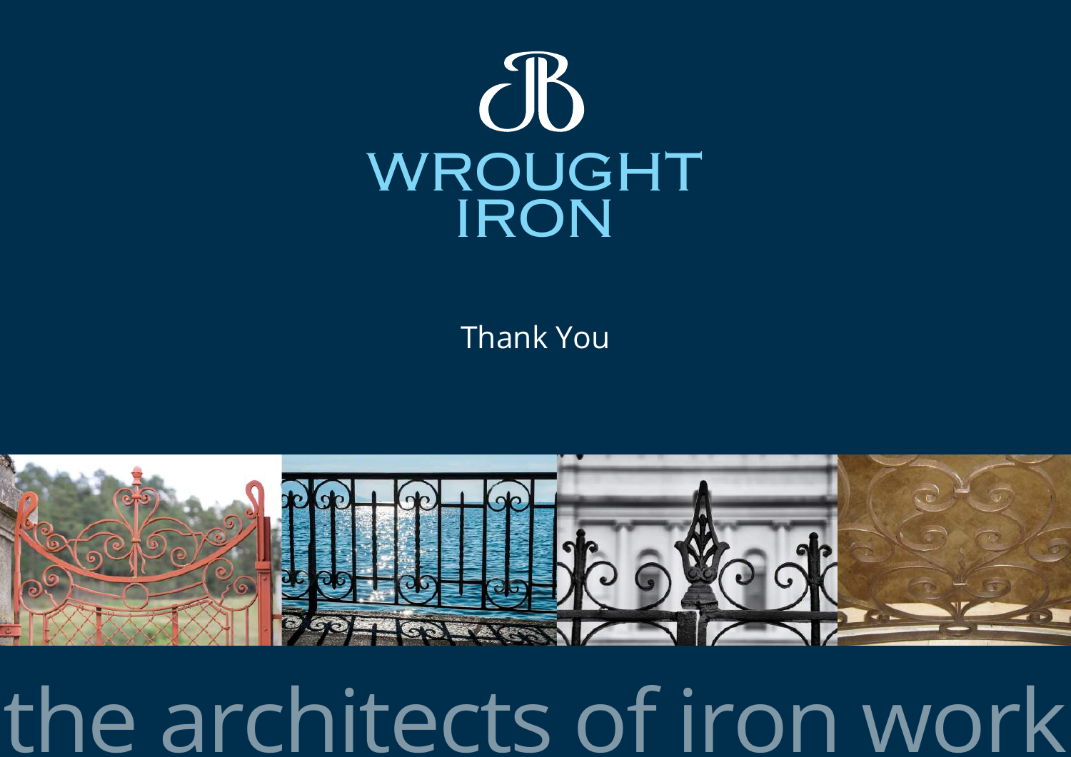WROUGHT IRON

Thank You

the architects of iron work